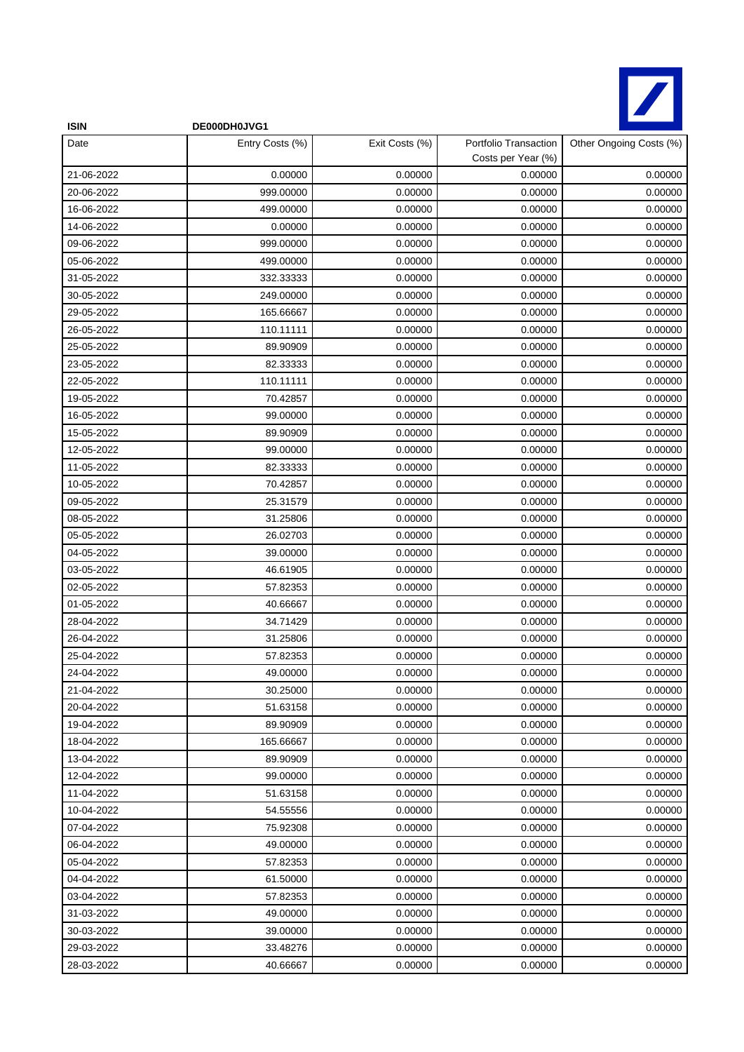**ISIN** DE000DH0JVG1

| Date | Entry Costs (%) | Exit Costs (%) | Portfolio Transaction Costs per Year (%) | Other Ongoing Costs (%) |
|---|---|---|---|---|
| 21-06-2022 | 0.00000 | 0.00000 | 0.00000 | 0.00000 |
| 20-06-2022 | 999.00000 | 0.00000 | 0.00000 | 0.00000 |
| 16-06-2022 | 499.00000 | 0.00000 | 0.00000 | 0.00000 |
| 14-06-2022 | 0.00000 | 0.00000 | 0.00000 | 0.00000 |
| 09-06-2022 | 999.00000 | 0.00000 | 0.00000 | 0.00000 |
| 05-06-2022 | 499.00000 | 0.00000 | 0.00000 | 0.00000 |
| 31-05-2022 | 332.33333 | 0.00000 | 0.00000 | 0.00000 |
| 30-05-2022 | 249.00000 | 0.00000 | 0.00000 | 0.00000 |
| 29-05-2022 | 165.66667 | 0.00000 | 0.00000 | 0.00000 |
| 26-05-2022 | 110.11111 | 0.00000 | 0.00000 | 0.00000 |
| 25-05-2022 | 89.90909 | 0.00000 | 0.00000 | 0.00000 |
| 23-05-2022 | 82.33333 | 0.00000 | 0.00000 | 0.00000 |
| 22-05-2022 | 110.11111 | 0.00000 | 0.00000 | 0.00000 |
| 19-05-2022 | 70.42857 | 0.00000 | 0.00000 | 0.00000 |
| 16-05-2022 | 99.00000 | 0.00000 | 0.00000 | 0.00000 |
| 15-05-2022 | 89.90909 | 0.00000 | 0.00000 | 0.00000 |
| 12-05-2022 | 99.00000 | 0.00000 | 0.00000 | 0.00000 |
| 11-05-2022 | 82.33333 | 0.00000 | 0.00000 | 0.00000 |
| 10-05-2022 | 70.42857 | 0.00000 | 0.00000 | 0.00000 |
| 09-05-2022 | 25.31579 | 0.00000 | 0.00000 | 0.00000 |
| 08-05-2022 | 31.25806 | 0.00000 | 0.00000 | 0.00000 |
| 05-05-2022 | 26.02703 | 0.00000 | 0.00000 | 0.00000 |
| 04-05-2022 | 39.00000 | 0.00000 | 0.00000 | 0.00000 |
| 03-05-2022 | 46.61905 | 0.00000 | 0.00000 | 0.00000 |
| 02-05-2022 | 57.82353 | 0.00000 | 0.00000 | 0.00000 |
| 01-05-2022 | 40.66667 | 0.00000 | 0.00000 | 0.00000 |
| 28-04-2022 | 34.71429 | 0.00000 | 0.00000 | 0.00000 |
| 26-04-2022 | 31.25806 | 0.00000 | 0.00000 | 0.00000 |
| 25-04-2022 | 57.82353 | 0.00000 | 0.00000 | 0.00000 |
| 24-04-2022 | 49.00000 | 0.00000 | 0.00000 | 0.00000 |
| 21-04-2022 | 30.25000 | 0.00000 | 0.00000 | 0.00000 |
| 20-04-2022 | 51.63158 | 0.00000 | 0.00000 | 0.00000 |
| 19-04-2022 | 89.90909 | 0.00000 | 0.00000 | 0.00000 |
| 18-04-2022 | 165.66667 | 0.00000 | 0.00000 | 0.00000 |
| 13-04-2022 | 89.90909 | 0.00000 | 0.00000 | 0.00000 |
| 12-04-2022 | 99.00000 | 0.00000 | 0.00000 | 0.00000 |
| 11-04-2022 | 51.63158 | 0.00000 | 0.00000 | 0.00000 |
| 10-04-2022 | 54.55556 | 0.00000 | 0.00000 | 0.00000 |
| 07-04-2022 | 75.92308 | 0.00000 | 0.00000 | 0.00000 |
| 06-04-2022 | 49.00000 | 0.00000 | 0.00000 | 0.00000 |
| 05-04-2022 | 57.82353 | 0.00000 | 0.00000 | 0.00000 |
| 04-04-2022 | 61.50000 | 0.00000 | 0.00000 | 0.00000 |
| 03-04-2022 | 57.82353 | 0.00000 | 0.00000 | 0.00000 |
| 31-03-2022 | 49.00000 | 0.00000 | 0.00000 | 0.00000 |
| 30-03-2022 | 39.00000 | 0.00000 | 0.00000 | 0.00000 |
| 29-03-2022 | 33.48276 | 0.00000 | 0.00000 | 0.00000 |
| 28-03-2022 | 40.66667 | 0.00000 | 0.00000 | 0.00000 |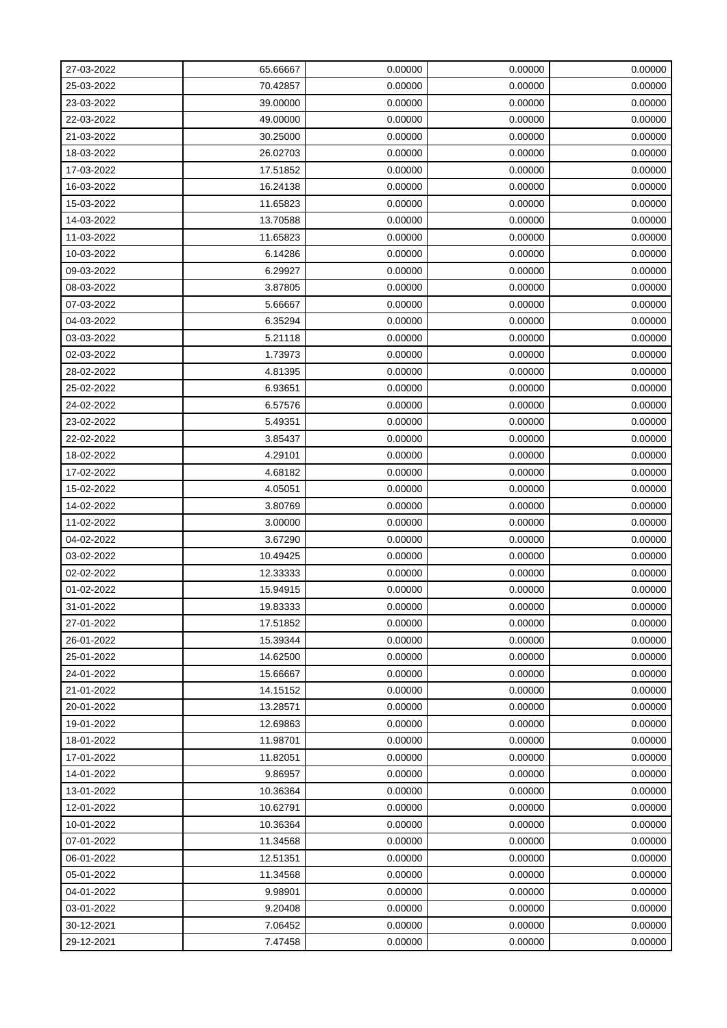| 27-03-2022 | 65.66667 | 0.00000 | 0.00000 | 0.00000 |
|---|---|---|---|---|
| 25-03-2022 | 70.42857 | 0.00000 | 0.00000 | 0.00000 |
| 23-03-2022 | 39.00000 | 0.00000 | 0.00000 | 0.00000 |
| 22-03-2022 | 49.00000 | 0.00000 | 0.00000 | 0.00000 |
| 21-03-2022 | 30.25000 | 0.00000 | 0.00000 | 0.00000 |
| 18-03-2022 | 26.02703 | 0.00000 | 0.00000 | 0.00000 |
| 17-03-2022 | 17.51852 | 0.00000 | 0.00000 | 0.00000 |
| 16-03-2022 | 16.24138 | 0.00000 | 0.00000 | 0.00000 |
| 15-03-2022 | 11.65823 | 0.00000 | 0.00000 | 0.00000 |
| 14-03-2022 | 13.70588 | 0.00000 | 0.00000 | 0.00000 |
| 11-03-2022 | 11.65823 | 0.00000 | 0.00000 | 0.00000 |
| 10-03-2022 | 6.14286 | 0.00000 | 0.00000 | 0.00000 |
| 09-03-2022 | 6.29927 | 0.00000 | 0.00000 | 0.00000 |
| 08-03-2022 | 3.87805 | 0.00000 | 0.00000 | 0.00000 |
| 07-03-2022 | 5.66667 | 0.00000 | 0.00000 | 0.00000 |
| 04-03-2022 | 6.35294 | 0.00000 | 0.00000 | 0.00000 |
| 03-03-2022 | 5.21118 | 0.00000 | 0.00000 | 0.00000 |
| 02-03-2022 | 1.73973 | 0.00000 | 0.00000 | 0.00000 |
| 28-02-2022 | 4.81395 | 0.00000 | 0.00000 | 0.00000 |
| 25-02-2022 | 6.93651 | 0.00000 | 0.00000 | 0.00000 |
| 24-02-2022 | 6.57576 | 0.00000 | 0.00000 | 0.00000 |
| 23-02-2022 | 5.49351 | 0.00000 | 0.00000 | 0.00000 |
| 22-02-2022 | 3.85437 | 0.00000 | 0.00000 | 0.00000 |
| 18-02-2022 | 4.29101 | 0.00000 | 0.00000 | 0.00000 |
| 17-02-2022 | 4.68182 | 0.00000 | 0.00000 | 0.00000 |
| 15-02-2022 | 4.05051 | 0.00000 | 0.00000 | 0.00000 |
| 14-02-2022 | 3.80769 | 0.00000 | 0.00000 | 0.00000 |
| 11-02-2022 | 3.00000 | 0.00000 | 0.00000 | 0.00000 |
| 04-02-2022 | 3.67290 | 0.00000 | 0.00000 | 0.00000 |
| 03-02-2022 | 10.49425 | 0.00000 | 0.00000 | 0.00000 |
| 02-02-2022 | 12.33333 | 0.00000 | 0.00000 | 0.00000 |
| 01-02-2022 | 15.94915 | 0.00000 | 0.00000 | 0.00000 |
| 31-01-2022 | 19.83333 | 0.00000 | 0.00000 | 0.00000 |
| 27-01-2022 | 17.51852 | 0.00000 | 0.00000 | 0.00000 |
| 26-01-2022 | 15.39344 | 0.00000 | 0.00000 | 0.00000 |
| 25-01-2022 | 14.62500 | 0.00000 | 0.00000 | 0.00000 |
| 24-01-2022 | 15.66667 | 0.00000 | 0.00000 | 0.00000 |
| 21-01-2022 | 14.15152 | 0.00000 | 0.00000 | 0.00000 |
| 20-01-2022 | 13.28571 | 0.00000 | 0.00000 | 0.00000 |
| 19-01-2022 | 12.69863 | 0.00000 | 0.00000 | 0.00000 |
| 18-01-2022 | 11.98701 | 0.00000 | 0.00000 | 0.00000 |
| 17-01-2022 | 11.82051 | 0.00000 | 0.00000 | 0.00000 |
| 14-01-2022 | 9.86957 | 0.00000 | 0.00000 | 0.00000 |
| 13-01-2022 | 10.36364 | 0.00000 | 0.00000 | 0.00000 |
| 12-01-2022 | 10.62791 | 0.00000 | 0.00000 | 0.00000 |
| 10-01-2022 | 10.36364 | 0.00000 | 0.00000 | 0.00000 |
| 07-01-2022 | 11.34568 | 0.00000 | 0.00000 | 0.00000 |
| 06-01-2022 | 12.51351 | 0.00000 | 0.00000 | 0.00000 |
| 05-01-2022 | 11.34568 | 0.00000 | 0.00000 | 0.00000 |
| 04-01-2022 | 9.98901 | 0.00000 | 0.00000 | 0.00000 |
| 03-01-2022 | 9.20408 | 0.00000 | 0.00000 | 0.00000 |
| 30-12-2021 | 7.06452 | 0.00000 | 0.00000 | 0.00000 |
| 29-12-2021 | 7.47458 | 0.00000 | 0.00000 | 0.00000 |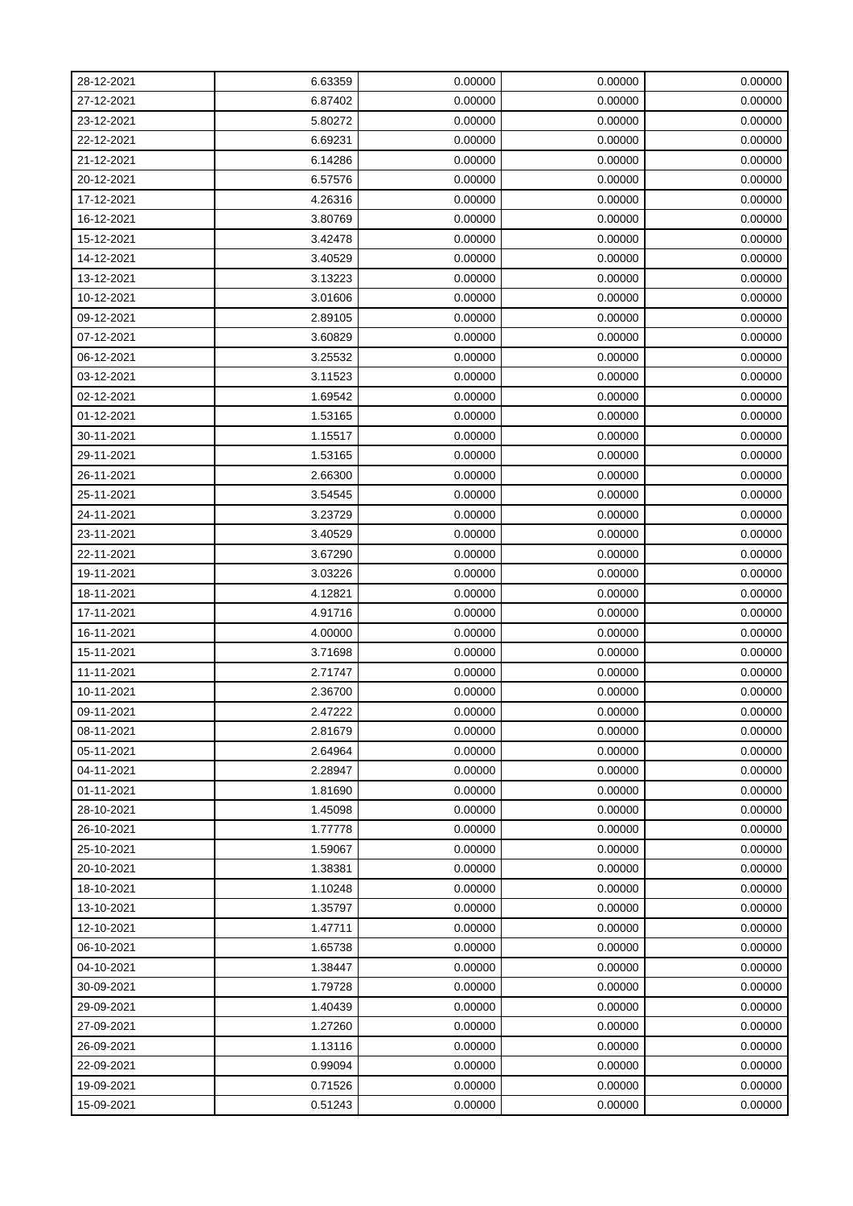| 28-12-2021 | 6.63359 | 0.00000 | 0.00000 | 0.00000 |
|---|---|---|---|---|
| 27-12-2021 | 6.87402 | 0.00000 | 0.00000 | 0.00000 |
| 23-12-2021 | 5.80272 | 0.00000 | 0.00000 | 0.00000 |
| 22-12-2021 | 6.69231 | 0.00000 | 0.00000 | 0.00000 |
| 21-12-2021 | 6.14286 | 0.00000 | 0.00000 | 0.00000 |
| 20-12-2021 | 6.57576 | 0.00000 | 0.00000 | 0.00000 |
| 17-12-2021 | 4.26316 | 0.00000 | 0.00000 | 0.00000 |
| 16-12-2021 | 3.80769 | 0.00000 | 0.00000 | 0.00000 |
| 15-12-2021 | 3.42478 | 0.00000 | 0.00000 | 0.00000 |
| 14-12-2021 | 3.40529 | 0.00000 | 0.00000 | 0.00000 |
| 13-12-2021 | 3.13223 | 0.00000 | 0.00000 | 0.00000 |
| 10-12-2021 | 3.01606 | 0.00000 | 0.00000 | 0.00000 |
| 09-12-2021 | 2.89105 | 0.00000 | 0.00000 | 0.00000 |
| 07-12-2021 | 3.60829 | 0.00000 | 0.00000 | 0.00000 |
| 06-12-2021 | 3.25532 | 0.00000 | 0.00000 | 0.00000 |
| 03-12-2021 | 3.11523 | 0.00000 | 0.00000 | 0.00000 |
| 02-12-2021 | 1.69542 | 0.00000 | 0.00000 | 0.00000 |
| 01-12-2021 | 1.53165 | 0.00000 | 0.00000 | 0.00000 |
| 30-11-2021 | 1.15517 | 0.00000 | 0.00000 | 0.00000 |
| 29-11-2021 | 1.53165 | 0.00000 | 0.00000 | 0.00000 |
| 26-11-2021 | 2.66300 | 0.00000 | 0.00000 | 0.00000 |
| 25-11-2021 | 3.54545 | 0.00000 | 0.00000 | 0.00000 |
| 24-11-2021 | 3.23729 | 0.00000 | 0.00000 | 0.00000 |
| 23-11-2021 | 3.40529 | 0.00000 | 0.00000 | 0.00000 |
| 22-11-2021 | 3.67290 | 0.00000 | 0.00000 | 0.00000 |
| 19-11-2021 | 3.03226 | 0.00000 | 0.00000 | 0.00000 |
| 18-11-2021 | 4.12821 | 0.00000 | 0.00000 | 0.00000 |
| 17-11-2021 | 4.91716 | 0.00000 | 0.00000 | 0.00000 |
| 16-11-2021 | 4.00000 | 0.00000 | 0.00000 | 0.00000 |
| 15-11-2021 | 3.71698 | 0.00000 | 0.00000 | 0.00000 |
| 11-11-2021 | 2.71747 | 0.00000 | 0.00000 | 0.00000 |
| 10-11-2021 | 2.36700 | 0.00000 | 0.00000 | 0.00000 |
| 09-11-2021 | 2.47222 | 0.00000 | 0.00000 | 0.00000 |
| 08-11-2021 | 2.81679 | 0.00000 | 0.00000 | 0.00000 |
| 05-11-2021 | 2.64964 | 0.00000 | 0.00000 | 0.00000 |
| 04-11-2021 | 2.28947 | 0.00000 | 0.00000 | 0.00000 |
| 01-11-2021 | 1.81690 | 0.00000 | 0.00000 | 0.00000 |
| 28-10-2021 | 1.45098 | 0.00000 | 0.00000 | 0.00000 |
| 26-10-2021 | 1.77778 | 0.00000 | 0.00000 | 0.00000 |
| 25-10-2021 | 1.59067 | 0.00000 | 0.00000 | 0.00000 |
| 20-10-2021 | 1.38381 | 0.00000 | 0.00000 | 0.00000 |
| 18-10-2021 | 1.10248 | 0.00000 | 0.00000 | 0.00000 |
| 13-10-2021 | 1.35797 | 0.00000 | 0.00000 | 0.00000 |
| 12-10-2021 | 1.47711 | 0.00000 | 0.00000 | 0.00000 |
| 06-10-2021 | 1.65738 | 0.00000 | 0.00000 | 0.00000 |
| 04-10-2021 | 1.38447 | 0.00000 | 0.00000 | 0.00000 |
| 30-09-2021 | 1.79728 | 0.00000 | 0.00000 | 0.00000 |
| 29-09-2021 | 1.40439 | 0.00000 | 0.00000 | 0.00000 |
| 27-09-2021 | 1.27260 | 0.00000 | 0.00000 | 0.00000 |
| 26-09-2021 | 1.13116 | 0.00000 | 0.00000 | 0.00000 |
| 22-09-2021 | 0.99094 | 0.00000 | 0.00000 | 0.00000 |
| 19-09-2021 | 0.71526 | 0.00000 | 0.00000 | 0.00000 |
| 15-09-2021 | 0.51243 | 0.00000 | 0.00000 | 0.00000 |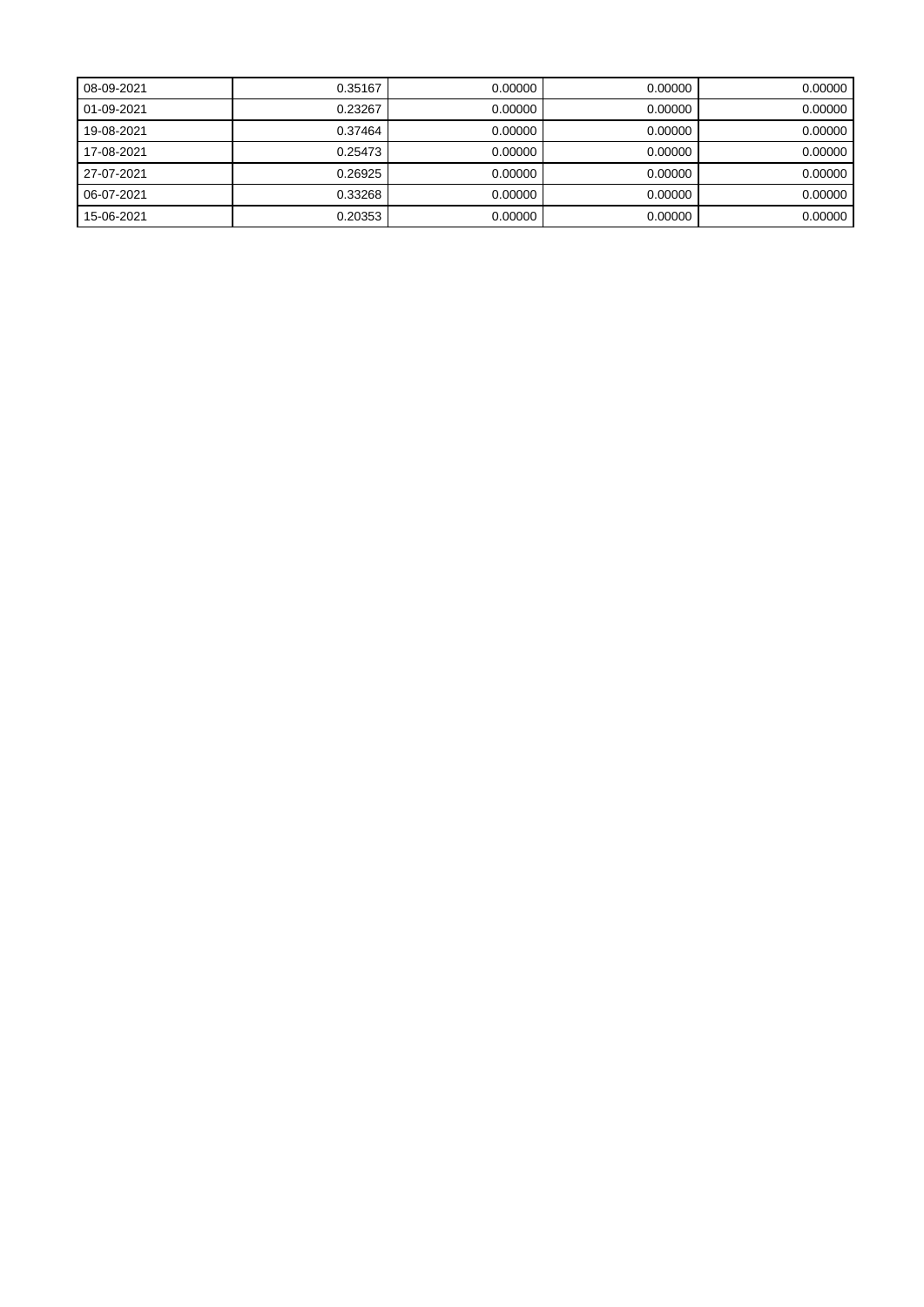| | | | | |
|---|---|---|---|---|
| 08-09-2021 | 0.35167 | 0.00000 | 0.00000 | 0.00000 |
| 01-09-2021 | 0.23267 | 0.00000 | 0.00000 | 0.00000 |
| 19-08-2021 | 0.37464 | 0.00000 | 0.00000 | 0.00000 |
| 17-08-2021 | 0.25473 | 0.00000 | 0.00000 | 0.00000 |
| 27-07-2021 | 0.26925 | 0.00000 | 0.00000 | 0.00000 |
| 06-07-2021 | 0.33268 | 0.00000 | 0.00000 | 0.00000 |
| 15-06-2021 | 0.20353 | 0.00000 | 0.00000 | 0.00000 |